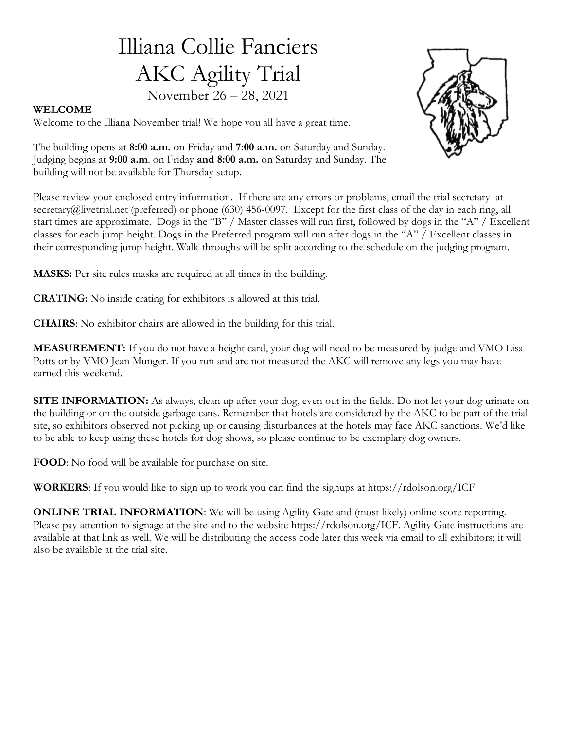# Illiana Collie Fanciers
# AKC Agility Trial

November 26 – 28, 2021

**WELCOME**

Welcome to the Illiana November trial! We hope you all have a great time.

The building opens at **8:00 a.m.** on Friday and **7:00 a.m.** on Saturday and Sunday. Judging begins at **9:00 a.m**. on Friday **and 8:00 a.m.** on Saturday and Sunday. The building will not be available for Thursday setup.

Please review your enclosed entry information. If there are any errors or problems, email the trial secretary at secretary@livetrial.net (preferred) or phone (630) 456-0097. Except for the first class of the day in each ring, all start times are approximate. Dogs in the "B" / Master classes will run first, followed by dogs in the "A" / Excellent classes for each jump height. Dogs in the Preferred program will run after dogs in the "A" / Excellent classes in their corresponding jump height. Walk-throughs will be split according to the schedule on the judging program.

**MASKS:** Per site rules masks are required at all times in the building.

**CRATING:** No inside crating for exhibitors is allowed at this trial.

**CHAIRS**: No exhibitor chairs are allowed in the building for this trial.

**MEASUREMENT:** If you do not have a height card, your dog will need to be measured by judge and VMO Lisa Potts or by VMO Jean Munger. If you run and are not measured the AKC will remove any legs you may have earned this weekend.

**SITE INFORMATION:** As always, clean up after your dog, even out in the fields. Do not let your dog urinate on the building or on the outside garbage cans. Remember that hotels are considered by the AKC to be part of the trial site, so exhibitors observed not picking up or causing disturbances at the hotels may face AKC sanctions. We'd like to be able to keep using these hotels for dog shows, so please continue to be exemplary dog owners.

**FOOD**: No food will be available for purchase on site.

**WORKERS**: If you would like to sign up to work you can find the signups at https://rdolson.org/ICF

**ONLINE TRIAL INFORMATION**: We will be using Agility Gate and (most likely) online score reporting. Please pay attention to signage at the site and to the website https://rdolson.org/ICF. Agility Gate instructions are available at that link as well. We will be distributing the access code later this week via email to all exhibitors; it will also be available at the trial site.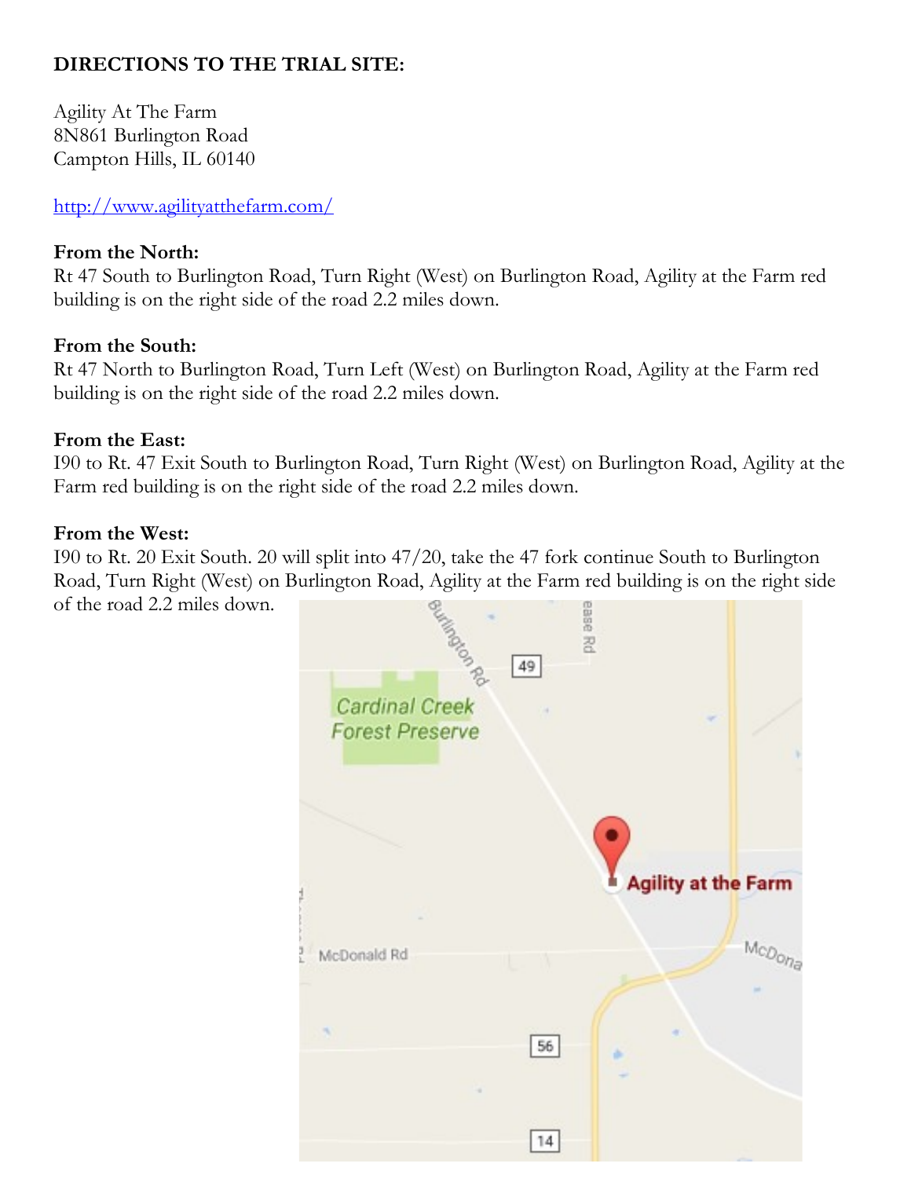**DIRECTIONS TO THE TRIAL SITE:**

Agility At The Farm
8N861 Burlington Road
Campton Hills, IL 60140

http://www.agilityatthefarm.com/

**From the North:**
Rt 47 South to Burlington Road, Turn Right (West) on Burlington Road, Agility at the Farm red building is on the right side of the road 2.2 miles down.

**From the South:**
Rt 47 North to Burlington Road, Turn Left (West) on Burlington Road, Agility at the Farm red building is on the right side of the road 2.2 miles down.

**From the East:**
I90 to Rt. 47 Exit South to Burlington Road, Turn Right (West) on Burlington Road, Agility at the Farm red building is on the right side of the road 2.2 miles down.

**From the West:**
I90 to Rt. 20 Exit South. 20 will split into 47/20, take the 47 fork continue South to Burlington Road, Turn Right (West) on Burlington Road, Agility at the Farm red building is on the right side of the road 2.2 miles down.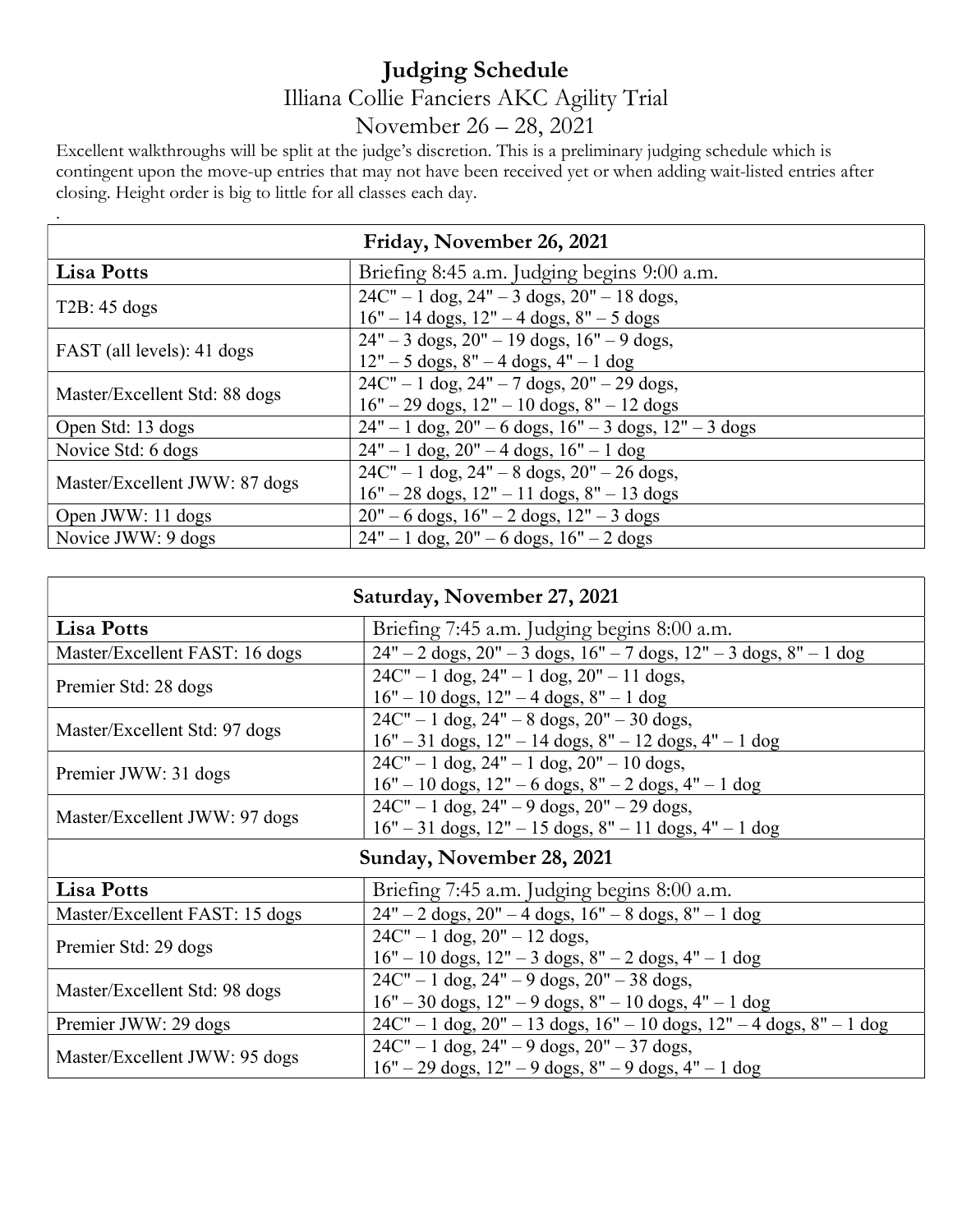# Judging Schedule

## Illiana Collie Fanciers AKC Agility Trial

## November 26 – 28, 2021

Excellent walkthroughs will be split at the judge's discretion. This is a preliminary judging schedule which is contingent upon the move-up entries that may not have been received yet or when adding wait-listed entries after closing. Height order is big to little for all classes each day.

.

| Friday, November 26, 2021 | |
|---|---|
| **Lisa Potts** | Briefing 8:45 a.m. Judging begins 9:00 a.m. |
| T2B: 45 dogs | 24C" – 1 dog, 24" – 3 dogs, 20" – 18 dogs, 16" – 14 dogs, 12" – 4 dogs, 8" – 5 dogs |
| FAST (all levels): 41 dogs | 24" – 3 dogs, 20" – 19 dogs, 16" – 9 dogs, 12" – 5 dogs, 8" – 4 dogs, 4" – 1 dog |
| Master/Excellent Std: 88 dogs | 24C" – 1 dog, 24" – 7 dogs, 20" – 29 dogs, 16" – 29 dogs, 12" – 10 dogs, 8" – 12 dogs |
| Open Std: 13 dogs | 24" – 1 dog, 20" – 6 dogs, 16" – 3 dogs, 12" – 3 dogs |
| Novice Std: 6 dogs | 24" – 1 dog, 20" – 4 dogs, 16" – 1 dog |
| Master/Excellent JWW: 87 dogs | 24C" – 1 dog, 24" – 8 dogs, 20" – 26 dogs, 16" – 28 dogs, 12" – 11 dogs, 8" – 13 dogs |
| Open JWW: 11 dogs | 20" – 6 dogs, 16" – 2 dogs, 12" – 3 dogs |
| Novice JWW: 9 dogs | 24" – 1 dog, 20" – 6 dogs, 16" – 2 dogs |

| Saturday, November 27, 2021 | |
|---|---|
| **Lisa Potts** | Briefing 7:45 a.m. Judging begins 8:00 a.m. |
| Master/Excellent FAST: 16 dogs | 24" – 2 dogs, 20" – 3 dogs, 16" – 7 dogs, 12" – 3 dogs, 8" – 1 dog |
| Premier Std: 28 dogs | 24C" – 1 dog, 24" – 1 dog, 20" – 11 dogs, 16" – 10 dogs, 12" – 4 dogs, 8" – 1 dog |
| Master/Excellent Std: 97 dogs | 24C" – 1 dog, 24" – 8 dogs, 20" – 30 dogs, 16" – 31 dogs, 12" – 14 dogs, 8" – 12 dogs, 4" – 1 dog |
| Premier JWW: 31 dogs | 24C" – 1 dog, 24" – 1 dog, 20" – 10 dogs, 16" – 10 dogs, 12" – 6 dogs, 8" – 2 dogs, 4" – 1 dog |
| Master/Excellent JWW: 97 dogs | 24C" – 1 dog, 24" – 9 dogs, 20" – 29 dogs, 16" – 31 dogs, 12" – 15 dogs, 8" – 11 dogs, 4" – 1 dog |
| **Sunday, November 28, 2021** | |
| **Lisa Potts** | Briefing 7:45 a.m. Judging begins 8:00 a.m. |
| Master/Excellent FAST: 15 dogs | 24" – 2 dogs, 20" – 4 dogs, 16" – 8 dogs, 8" – 1 dog |
| Premier Std: 29 dogs | 24C" – 1 dog, 20" – 12 dogs, 16" – 10 dogs, 12" – 3 dogs, 8" – 2 dogs, 4" – 1 dog |
| Master/Excellent Std: 98 dogs | 24C" – 1 dog, 24" – 9 dogs, 20" – 38 dogs, 16" – 30 dogs, 12" – 9 dogs, 8" – 10 dogs, 4" – 1 dog |
| Premier JWW: 29 dogs | 24C" – 1 dog, 20" – 13 dogs, 16" – 10 dogs, 12" – 4 dogs, 8" – 1 dog |
| Master/Excellent JWW: 95 dogs | 24C" – 1 dog, 24" – 9 dogs, 20" – 37 dogs, 16" – 29 dogs, 12" – 9 dogs, 8" – 9 dogs, 4" – 1 dog |